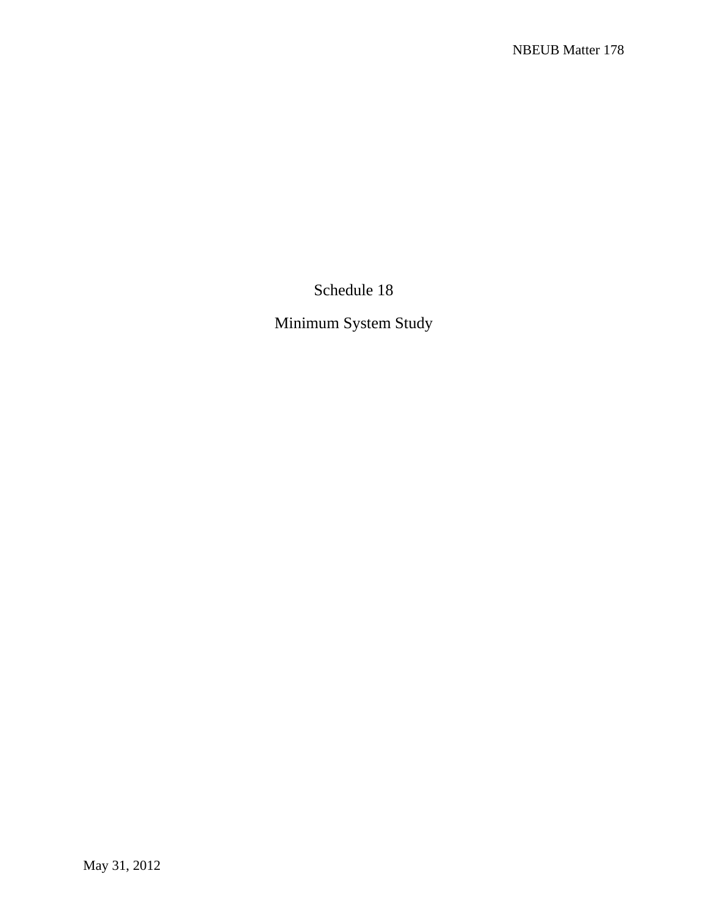# Schedule 18

## Minimum System Study

May 31, 2012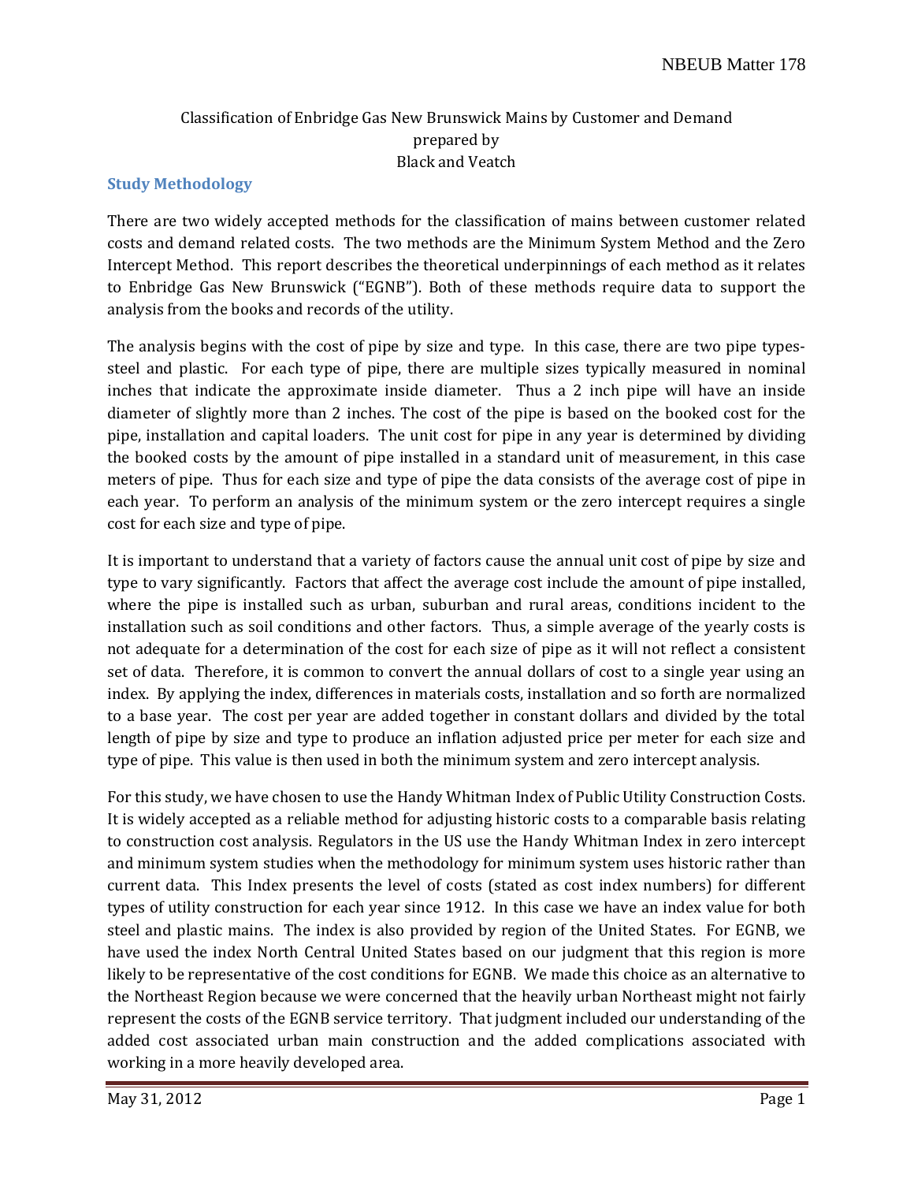Classification of Enbridge Gas New Brunswick Mains by Customer and Demand
prepared by
Black and Veatch

## Study Methodology

There are two widely accepted methods for the classification of mains between customer related costs and demand related costs. The two methods are the Minimum System Method and the Zero Intercept Method. This report describes the theoretical underpinnings of each method as it relates to Enbridge Gas New Brunswick ("EGNB"). Both of these methods require data to support the analysis from the books and records of the utility.

The analysis begins with the cost of pipe by size and type. In this case, there are two pipe types-steel and plastic. For each type of pipe, there are multiple sizes typically measured in nominal inches that indicate the approximate inside diameter. Thus a 2 inch pipe will have an inside diameter of slightly more than 2 inches. The cost of the pipe is based on the booked cost for the pipe, installation and capital loaders. The unit cost for pipe in any year is determined by dividing the booked costs by the amount of pipe installed in a standard unit of measurement, in this case meters of pipe. Thus for each size and type of pipe the data consists of the average cost of pipe in each year. To perform an analysis of the minimum system or the zero intercept requires a single cost for each size and type of pipe.

It is important to understand that a variety of factors cause the annual unit cost of pipe by size and type to vary significantly. Factors that affect the average cost include the amount of pipe installed, where the pipe is installed such as urban, suburban and rural areas, conditions incident to the installation such as soil conditions and other factors. Thus, a simple average of the yearly costs is not adequate for a determination of the cost for each size of pipe as it will not reflect a consistent set of data. Therefore, it is common to convert the annual dollars of cost to a single year using an index. By applying the index, differences in materials costs, installation and so forth are normalized to a base year. The cost per year are added together in constant dollars and divided by the total length of pipe by size and type to produce an inflation adjusted price per meter for each size and type of pipe. This value is then used in both the minimum system and zero intercept analysis.

For this study, we have chosen to use the Handy Whitman Index of Public Utility Construction Costs. It is widely accepted as a reliable method for adjusting historic costs to a comparable basis relating to construction cost analysis. Regulators in the US use the Handy Whitman Index in zero intercept and minimum system studies when the methodology for minimum system uses historic rather than current data. This Index presents the level of costs (stated as cost index numbers) for different types of utility construction for each year since 1912. In this case we have an index value for both steel and plastic mains. The index is also provided by region of the United States. For EGNB, we have used the index North Central United States based on our judgment that this region is more likely to be representative of the cost conditions for EGNB. We made this choice as an alternative to the Northeast Region because we were concerned that the heavily urban Northeast might not fairly represent the costs of the EGNB service territory. That judgment included our understanding of the added cost associated urban main construction and the added complications associated with working in a more heavily developed area.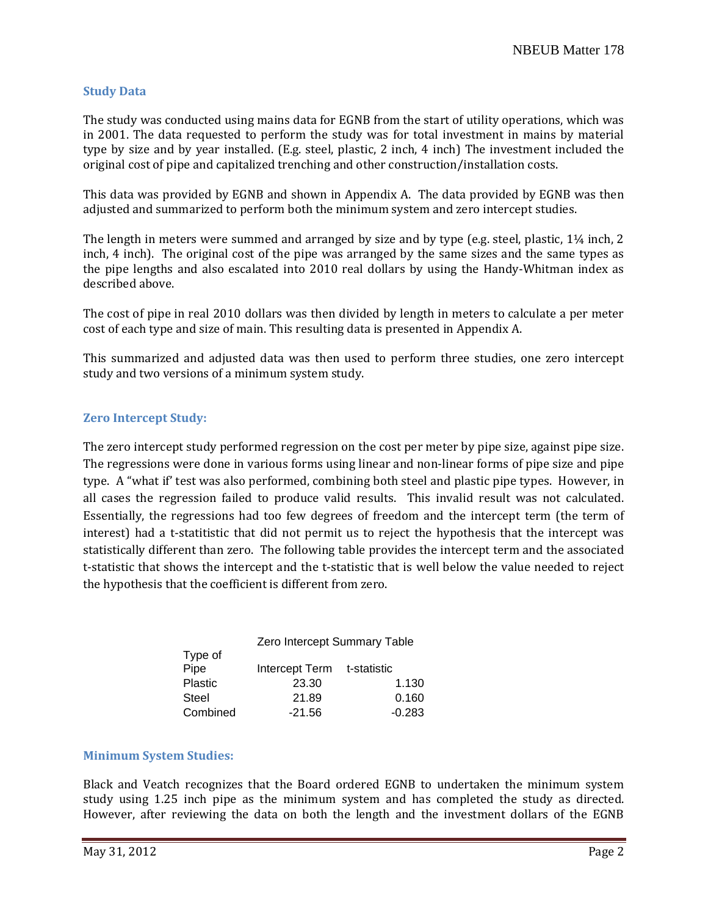### Study Data

The study was conducted using mains data for EGNB from the start of utility operations, which was in 2001. The data requested to perform the study was for total investment in mains by material type by size and by year installed. (E.g. steel, plastic, 2 inch, 4 inch) The investment included the original cost of pipe and capitalized trenching and other construction/installation costs.

This data was provided by EGNB and shown in Appendix A. The data provided by EGNB was then adjusted and summarized to perform both the minimum system and zero intercept studies.

The length in meters were summed and arranged by size and by type (e.g. steel, plastic, 1¼ inch, 2 inch, 4 inch). The original cost of the pipe was arranged by the same sizes and the same types as the pipe lengths and also escalated into 2010 real dollars by using the Handy-Whitman index as described above.

The cost of pipe in real 2010 dollars was then divided by length in meters to calculate a per meter cost of each type and size of main. This resulting data is presented in Appendix A.

This summarized and adjusted data was then used to perform three studies, one zero intercept study and two versions of a minimum system study.

### Zero Intercept Study:

The zero intercept study performed regression on the cost per meter by pipe size, against pipe size. The regressions were done in various forms using linear and non-linear forms of pipe size and pipe type. A "what if" test was also performed, combining both steel and plastic pipe types. However, in all cases the regression failed to produce valid results. This invalid result was not calculated. Essentially, the regressions had too few degrees of freedom and the intercept term (the term of interest) had a t-statitistic that did not permit us to reject the hypothesis that the intercept was statistically different than zero. The following table provides the intercept term and the associated t-statistic that shows the intercept and the t-statistic that is well below the value needed to reject the hypothesis that the coefficient is different from zero.

Zero Intercept Summary Table

| Type of Pipe | Intercept Term | t-statistic |
|---|---|---|
| Plastic | 23.30 | 1.130 |
| Steel | 21.89 | 0.160 |
| Combined | -21.56 | -0.283 |

### Minimum System Studies:

Black and Veatch recognizes that the Board ordered EGNB to undertaken the minimum system study using 1.25 inch pipe as the minimum system and has completed the study as directed. However, after reviewing the data on both the length and the investment dollars of the EGNB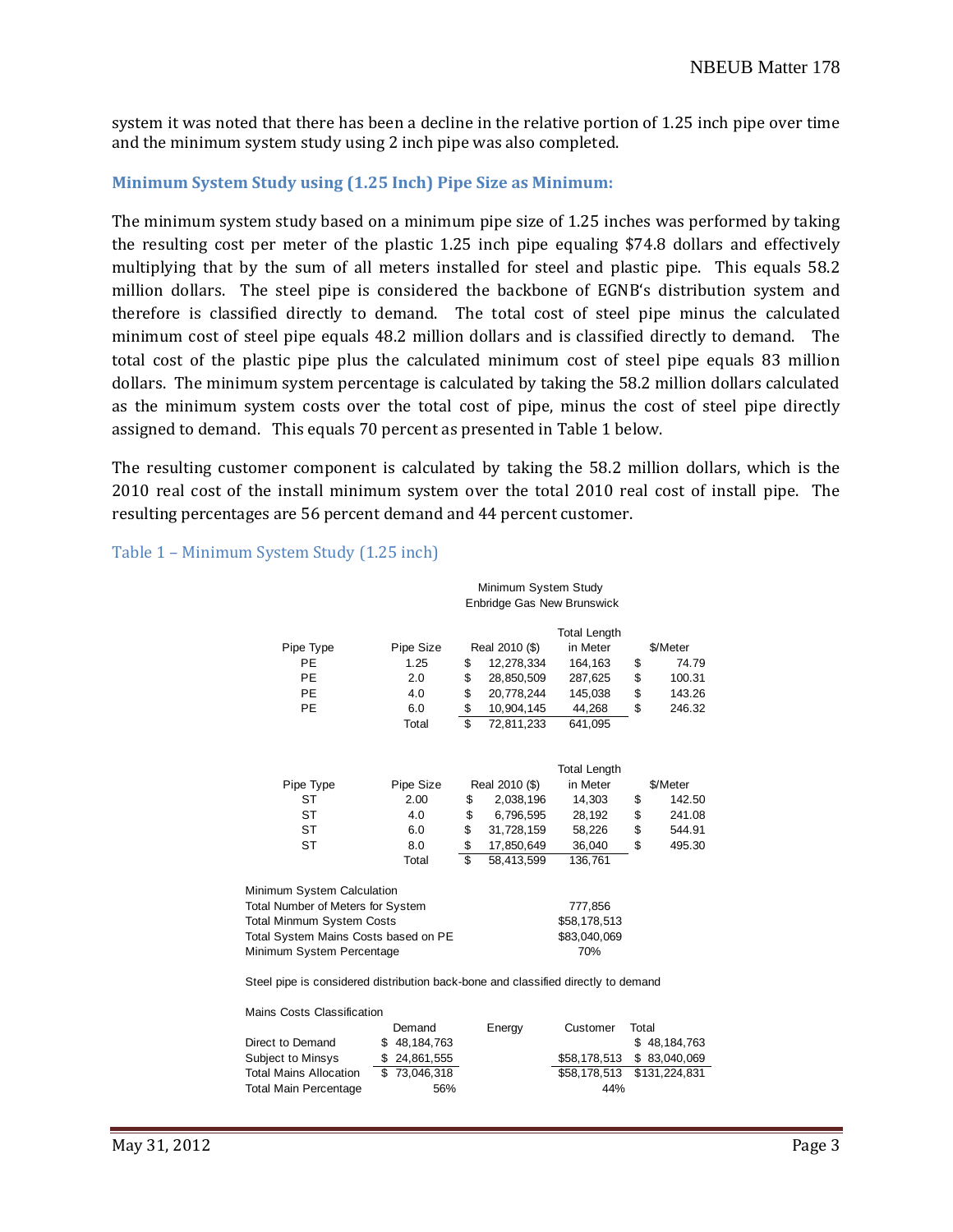system it was noted that there has been a decline in the relative portion of 1.25 inch pipe over time and the minimum system study using 2 inch pipe was also completed.

### Minimum System Study using (1.25 Inch) Pipe Size as Minimum:

The minimum system study based on a minimum pipe size of 1.25 inches was performed by taking the resulting cost per meter of the plastic 1.25 inch pipe equaling $74.8 dollars and effectively multiplying that by the sum of all meters installed for steel and plastic pipe. This equals 58.2 million dollars. The steel pipe is considered the backbone of EGNB's distribution system and therefore is classified directly to demand. The total cost of steel pipe minus the calculated minimum cost of steel pipe equals 48.2 million dollars and is classified directly to demand. The total cost of the plastic pipe plus the calculated minimum cost of steel pipe equals 83 million dollars. The minimum system percentage is calculated by taking the 58.2 million dollars calculated as the minimum system costs over the total cost of pipe, minus the cost of steel pipe directly assigned to demand. This equals 70 percent as presented in Table 1 below.

The resulting customer component is calculated by taking the 58.2 million dollars, which is the 2010 real cost of the install minimum system over the total 2010 real cost of install pipe. The resulting percentages are 56 percent demand and 44 percent customer.

Table 1 – Minimum System Study (1.25 inch)

Minimum System Study
Enbridge Gas New Brunswick

| Pipe Type | Pipe Size | Real 2010 ($) | Total Length in Meter | $/Meter |
|---|---|---|---|---|
| PE | 1.25 | $ 12,278,334 | 164,163 | $ 74.79 |
| PE | 2.0 | $ 28,850,509 | 287,625 | $ 100.31 |
| PE | 4.0 | $ 20,778,244 | 145,038 | $ 143.26 |
| PE | 6.0 | $ 10,904,145 | 44,268 | $ 246.32 |
| | Total | $ 72,811,233 | 641,095 | |

| Pipe Type | Pipe Size | Real 2010 ($) | Total Length in Meter | $/Meter |
|---|---|---|---|---|
| ST | 2.00 | $ 2,038,196 | 14,303 | $ 142.50 |
| ST | 4.0 | $ 6,796,595 | 28,192 | $ 241.08 |
| ST | 6.0 | $ 31,728,159 | 58,226 | $ 544.91 |
| ST | 8.0 | $ 17,850,649 | 36,040 | $ 495.30 |
| | Total | $ 58,413,599 | 136,761 | |

| Minimum System Calculation | |
|---|---|
| Total Number of Meters for System | 777,856 |
| Total Minmum System Costs | $58,178,513 |
| Total System Mains Costs based on PE | $83,040,069 |
| Minimum System Percentage | 70% |

Steel pipe is considered distribution back-bone and classified directly to demand

Mains Costs Classification

| | Demand | Energy | Customer | Total |
|---|---|---|---|---|
| Direct to Demand | $ 48,184,763 | | | $ 48,184,763 |
| Subject to Minsys | $ 24,861,555 | | $58,178,513 | $ 83,040,069 |
| Total Mains Allocation | $ 73,046,318 | | $58,178,513 | $131,224,831 |
| Total Main Percentage | 56% | | 44% | |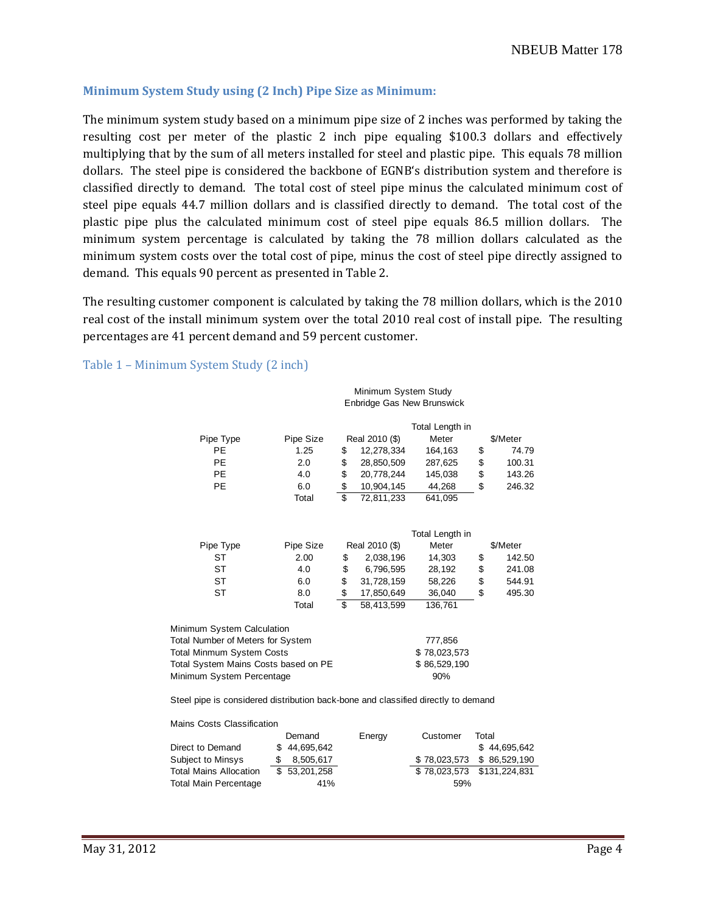### Minimum System Study using (2 Inch) Pipe Size as Minimum:

The minimum system study based on a minimum pipe size of 2 inches was performed by taking the resulting cost per meter of the plastic 2 inch pipe equaling $100.3 dollars and effectively multiplying that by the sum of all meters installed for steel and plastic pipe. This equals 78 million dollars. The steel pipe is considered the backbone of EGNB's distribution system and therefore is classified directly to demand. The total cost of steel pipe minus the calculated minimum cost of steel pipe equals 44.7 million dollars and is classified directly to demand. The total cost of the plastic pipe plus the calculated minimum cost of steel pipe equals 86.5 million dollars. The minimum system percentage is calculated by taking the 78 million dollars calculated as the minimum system costs over the total cost of pipe, minus the cost of steel pipe directly assigned to demand. This equals 90 percent as presented in Table 2.

The resulting customer component is calculated by taking the 78 million dollars, which is the 2010 real cost of the install minimum system over the total 2010 real cost of install pipe. The resulting percentages are 41 percent demand and 59 percent customer.

Table 1 – Minimum System Study (2 inch)

Minimum System Study
Enbridge Gas New Brunswick

| Pipe Type | Pipe Size | Real 2010 ($) | Total Length in Meter | $/Meter |
|---|---|---|---|---|
| PE | 1.25 | $ 12,278,334 | 164,163 | $ 74.79 |
| PE | 2.0 | $ 28,850,509 | 287,625 | $ 100.31 |
| PE | 4.0 | $ 20,778,244 | 145,038 | $ 143.26 |
| PE | 6.0 | $ 10,904,145 | 44,268 | $ 246.32 |
| | Total | $ 72,811,233 | 641,095 | |

| Pipe Type | Pipe Size | Real 2010 ($) | Total Length in Meter | $/Meter |
|---|---|---|---|---|
| ST | 2.00 | $ 2,038,196 | 14,303 | $ 142.50 |
| ST | 4.0 | $ 6,796,595 | 28,192 | $ 241.08 |
| ST | 6.0 | $ 31,728,159 | 58,226 | $ 544.91 |
| ST | 8.0 | $ 17,850,649 | 36,040 | $ 495.30 |
| | Total | $ 58,413,599 | 136,761 | |

| Minimum System Calculation | |
|---|---|
| Total Number of Meters for System | 777,856 |
| Total Minmum System Costs | $ 78,023,573 |
| Total System Mains Costs based on PE | $ 86,529,190 |
| Minimum System Percentage | 90% |

Steel pipe is considered distribution back-bone and classified directly to demand

Mains Costs Classification

| | Demand | Energy | Customer | Total |
|---|---|---|---|---|
| Direct to Demand | $ 44,695,642 | | | $ 44,695,642 |
| Subject to Minsys | $ 8,505,617 | | $ 78,023,573 | $ 86,529,190 |
| Total Mains Allocation | $ 53,201,258 | | $ 78,023,573 | $131,224,831 |
| Total Main Percentage | 41% | | 59% | |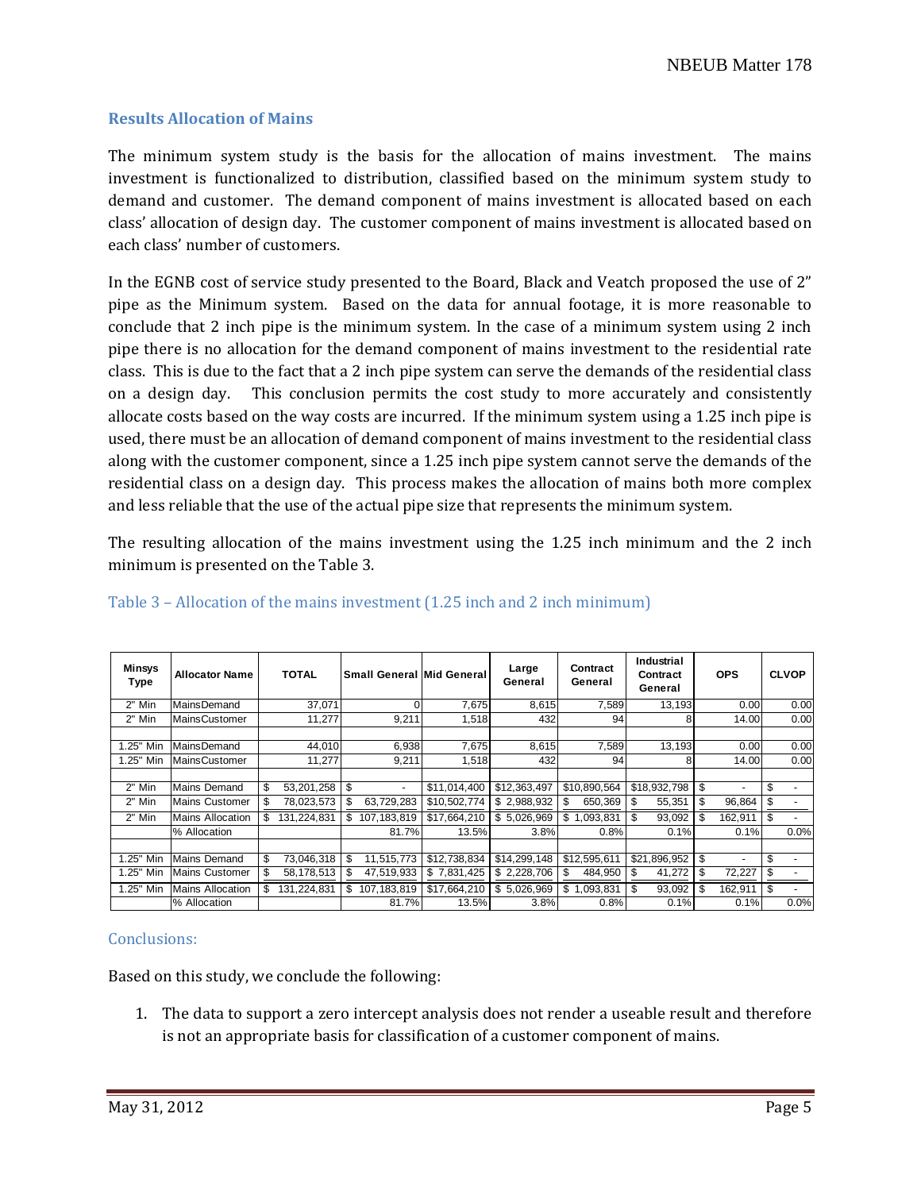## Results Allocation of Mains

The minimum system study is the basis for the allocation of mains investment. The mains investment is functionalized to distribution, classified based on the minimum system study to demand and customer. The demand component of mains investment is allocated based on each class' allocation of design day. The customer component of mains investment is allocated based on each class' number of customers.

In the EGNB cost of service study presented to the Board, Black and Veatch proposed the use of 2" pipe as the Minimum system. Based on the data for annual footage, it is more reasonable to conclude that 2 inch pipe is the minimum system. In the case of a minimum system using 2 inch pipe there is no allocation for the demand component of mains investment to the residential rate class. This is due to the fact that a 2 inch pipe system can serve the demands of the residential class on a design day. This conclusion permits the cost study to more accurately and consistently allocate costs based on the way costs are incurred. If the minimum system using a 1.25 inch pipe is used, there must be an allocation of demand component of mains investment to the residential class along with the customer component, since a 1.25 inch pipe system cannot serve the demands of the residential class on a design day. This process makes the allocation of mains both more complex and less reliable that the use of the actual pipe size that represents the minimum system.

The resulting allocation of the mains investment using the 1.25 inch minimum and the 2 inch minimum is presented on the Table 3.

### Table 3 – Allocation of the mains investment (1.25 inch and 2 inch minimum)

| Minsys Type | Allocator Name | TOTAL | Small General | Mid General | Large General | Contract General | Industrial Contract General | OPS | CLVOP |
|---|---|---|---|---|---|---|---|---|---|
| 2" Min | MainsDemand | 37,071 | 0 | 7,675 | 8,615 | 7,589 | 13,193 | 0.00 | 0.00 |
| 2" Min | MainsCustomer | 11,277 | 9,211 | 1,518 | 432 | 94 | 8 | 14.00 | 0.00 |
| | | | | | | | | | |
| 1.25" Min | MainsDemand | 44,010 | 6,938 | 7,675 | 8,615 | 7,589 | 13,193 | 0.00 | 0.00 |
| 1.25" Min | MainsCustomer | 11,277 | 9,211 | 1,518 | 432 | 94 | 8 | 14.00 | 0.00 |
| | | | | | | | | | |
| 2" Min | Mains Demand | $ 53,201,258 | $ - | $11,014,400 | $12,363,497 | $10,890,564 | $18,932,798 | $ - | $ - |
| 2" Min | Mains Customer | $ 78,023,573 | $ 63,729,283 | $10,502,774 | $ 2,988,932 | $ 650,369 | $ 55,351 | $ 96,864 | $ - |
| 2" Min | Mains Allocation | $ 131,224,831 | $ 107,183,819 | $17,664,210 | $ 5,026,969 | $ 1,093,831 | $ 93,092 | $ 162,911 | $ - |
| | % Allocation | | 81.7% | 13.5% | 3.8% | 0.8% | 0.1% | 0.1% | 0.0% |
| | | | | | | | | | |
| 1.25" Min | Mains Demand | $ 73,046,318 | $ 11,515,773 | $12,738,834 | $14,299,148 | $12,595,611 | $21,896,952 | $ - | $ - |
| 1.25" Min | Mains Customer | $ 58,178,513 | $ 47,519,933 | $ 7,831,425 | $ 2,228,706 | $ 484,950 | $ 41,272 | $ 72,227 | $ - |
| 1.25" Min | Mains Allocation | $ 131,224,831 | $ 107,183,819 | $17,664,210 | $ 5,026,969 | $ 1,093,831 | $ 93,092 | $ 162,911 | $ - |
| | % Allocation | | 81.7% | 13.5% | 3.8% | 0.8% | 0.1% | 0.1% | 0.0% |

### Conclusions:

Based on this study, we conclude the following:

1. The data to support a zero intercept analysis does not render a useable result and therefore is not an appropriate basis for classification of a customer component of mains.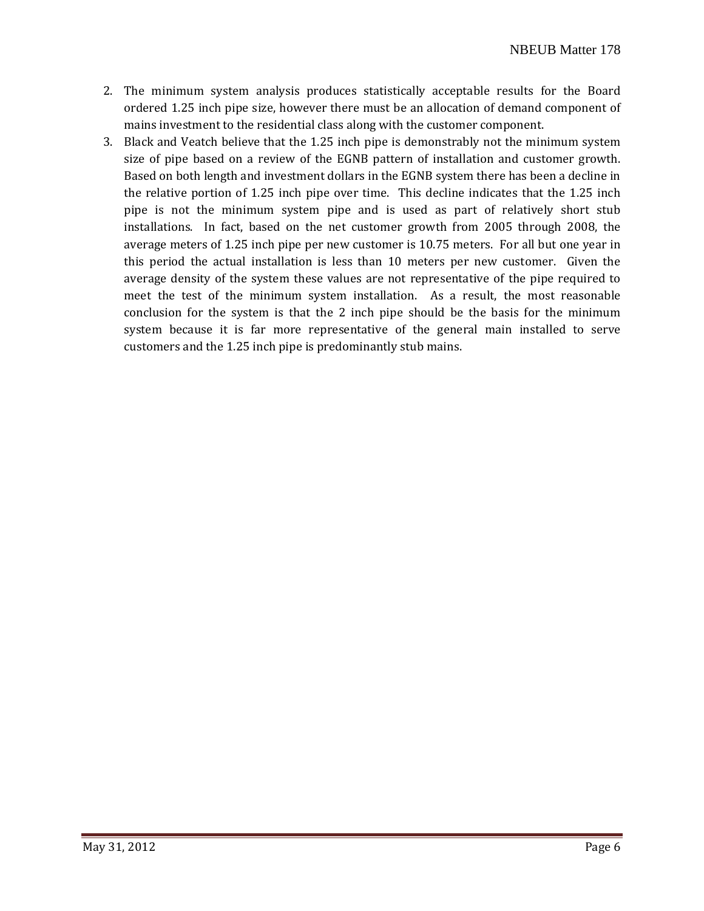2. The minimum system analysis produces statistically acceptable results for the Board ordered 1.25 inch pipe size, however there must be an allocation of demand component of mains investment to the residential class along with the customer component.
3. Black and Veatch believe that the 1.25 inch pipe is demonstrably not the minimum system size of pipe based on a review of the EGNB pattern of installation and customer growth. Based on both length and investment dollars in the EGNB system there has been a decline in the relative portion of 1.25 inch pipe over time. This decline indicates that the 1.25 inch pipe is not the minimum system pipe and is used as part of relatively short stub installations. In fact, based on the net customer growth from 2005 through 2008, the average meters of 1.25 inch pipe per new customer is 10.75 meters. For all but one year in this period the actual installation is less than 10 meters per new customer. Given the average density of the system these values are not representative of the pipe required to meet the test of the minimum system installation. As a result, the most reasonable conclusion for the system is that the 2 inch pipe should be the basis for the minimum system because it is far more representative of the general main installed to serve customers and the 1.25 inch pipe is predominantly stub mains.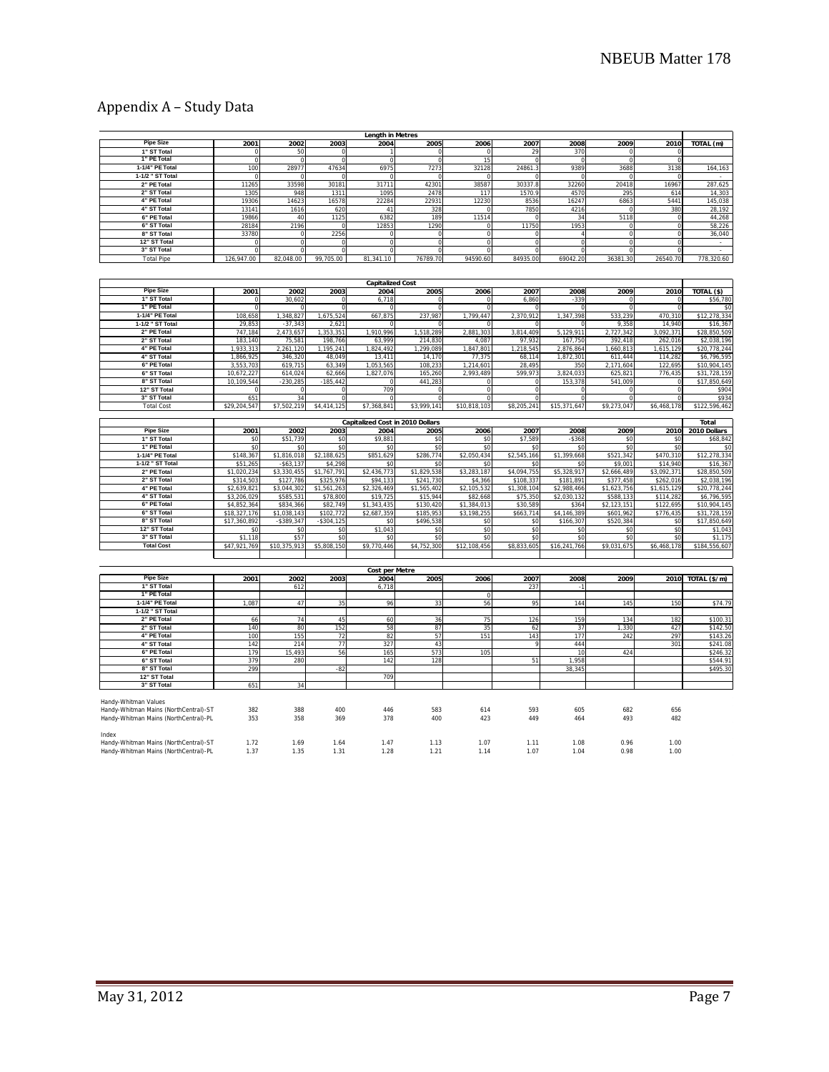# Appendix A – Study Data

| Length in Metres | | | | | | | | | | | |
|---|---|---|---|---|---|---|---|---|---|---|---|
| Pipe Size | 2001 | 2002 | 2003 | 2004 | 2005 | 2006 | 2007 | 2008 | 2009 | 2010 | TOTAL (m) |
| 1" ST Total | 0 | 50 | 0 | 1 | 0 | 0 | 29 | 370 | 0 | 0 | |
| 1" PE Total | 0 | 0 | 0 | 0 | 0 | 15 | 0 | 0 | 0 | 0 | |
| 1-1/4" PE Total | 100 | 28977 | 47634 | 6975 | 7273 | 32128 | 24861.3 | 9389 | 3688 | 3138 | 164,163 |
| 1-1/2 " ST Total | 0 | 0 | 0 | 0 | 0 | 0 | 0 | 0 | 0 | 0 | - |
| 2" PE Total | 11265 | 33598 | 30181 | 31711 | 42301 | 38587 | 30337.8 | 32260 | 20418 | 16967 | 287,625 |
| 2" ST Total | 1305 | 948 | 1311 | 1095 | 2478 | 117 | 1570.9 | 4570 | 295 | 614 | 14,303 |
| 4" PE Total | 19306 | 14623 | 16578 | 22284 | 22931 | 12230 | 8536 | 16247 | 6863 | 5441 | 145,038 |
| 4" ST Total | 13141 | 1616 | 620 | 41 | 328 | 0 | 7850 | 4216 | 0 | 380 | 28,192 |
| 6" PE Total | 19866 | 40 | 1125 | 6382 | 189 | 11514 | 0 | 34 | 5118 | 0 | 44,268 |
| 6" ST Total | 28184 | 2196 | 0 | 12853 | 1290 | 0 | 11750 | 1953 | 0 | 0 | 58,226 |
| 8" ST Total | 33780 | 0 | 2256 | 0 | 0 | 0 | 0 | 4 | 0 | 0 | 36,040 |
| 12" ST Total | 0 | 0 | 0 | 0 | 0 | 0 | 0 | 0 | 0 | 0 | - |
| 3" ST Total | 0 | 0 | 0 | 0 | 0 | 0 | 0 | 0 | 0 | 0 | - |
| Total Pipe | 126,947.00 | 82,048.00 | 99,705.00 | 81,341.10 | 76789.70 | 94590.60 | 84935.00 | 69042.20 | 36381.30 | 26540.70 | 778,320.60 |

| Capitalized Cost | | | | | | | | | | | |
|---|---|---|---|---|---|---|---|---|---|---|---|
| Pipe Size | 2001 | 2002 | 2003 | 2004 | 2005 | 2006 | 2007 | 2008 | 2009 | 2010 | TOTAL ($) |
| 1" ST Total | 0 | 30,602 | 0 | 6,718 | 0 | 0 | 6,860 | -339 | 0 | 0 | $56,780 |
| 1" PE Total | 0 | 0 | 0 | 0 | 0 | 0 | 0 | 0 | 0 | 0 | $0 |
| 1-1/4" PE Total | 108,658 | 1,348,827 | 1,675,524 | 667,875 | 237,987 | 1,799,447 | 2,370,912 | 1,347,398 | 533,239 | 470,310 | $12,278,334 |
| 1-1/2 " ST Total | 29,853 | -37,343 | 2,621 | 0 | 0 | 0 | 0 | 0 | 9,358 | 14,940 | $16,367 |
| 2" PE Total | 747,184 | 2,473,657 | 1,353,351 | 1,910,996 | 1,518,289 | 2,881,303 | 3,814,409 | 5,129,911 | 2,727,342 | 3,092,371 | $28,850,509 |
| 2" ST Total | 183,140 | 75,581 | 198,766 | 63,999 | 214,830 | 4,087 | 97,932 | 167,750 | 392,418 | 262,016 | $2,038,196 |
| 4" PE Total | 1,933,313 | 2,261,120 | 1,195,241 | 1,824,492 | 1,299,089 | 1,847,801 | 1,218,545 | 2,876,864 | 1,660,813 | 1,615,129 | $20,778,244 |
| 4" ST Total | 1,866,925 | 346,320 | 48,049 | 13,411 | 14,170 | 77,375 | 68,114 | 1,872,301 | 611,444 | 114,282 | $6,796,595 |
| 6" PE Total | 3,553,703 | 619,715 | 63,349 | 1,053,565 | 108,233 | 1,214,601 | 28,495 | 350 | 2,171,604 | 122,695 | $10,904,145 |
| 6" ST Total | 10,672,227 | 614,024 | 62,666 | 1,827,076 | 165,260 | 2,993,489 | 599,973 | 3,824,033 | 625,821 | 776,435 | $31,728,159 |
| 8" ST Total | 10,109,544 | -230,285 | -185,442 | 0 | 441,283 | 0 | 0 | 153,378 | 541,009 | 0 | $17,850,649 |
| 12" ST Total | 0 | 0 | 0 | 709 | 0 | 0 | 0 | 0 | 0 | 0 | $904 |
| 3" ST Total | 651 | 34 | 0 | 0 | 0 | 0 | 0 | 0 | 0 | 0 | $934 |
| Total Cost | $29,204,547 | $7,502,219 | $4,414,125 | $7,368,841 | $3,999,141 | $10,818,103 | $8,205,241 | $15,371,647 | $9,273,047 | $6,468,178 | $122,596,462 |

| Capitalized Cost in 2010 Dollars | | | | | | | | | | | Total |
|---|---|---|---|---|---|---|---|---|---|---|---|
| Pipe Size | 2001 | 2002 | 2003 | 2004 | 2005 | 2006 | 2007 | 2008 | 2009 | 2010 | 2010 Dollars |
| 1" ST Total | $0 | $51,739 | $0 | $9,881 | $0 | $0 | $7,589 | -$368 | $0 | $0 | $68,842 |
| 1" PE Total | $0 | $0 | $0 | $0 | $0 | $0 | $0 | $0 | $0 | $0 | $0 |
| 1-1/4" PE Total | $148,367 | $1,816,018 | $2,188,625 | $851,629 | $286,774 | $2,050,434 | $2,545,166 | $1,399,668 | $521,342 | $470,310 | $12,278,334 |
| 1-1/2 " ST Total | $51,265 | -$63,137 | $4,298 | $0 | $0 | $0 | $0 | $0 | $9,001 | $14,940 | $16,367 |
| 2" PE Total | $1,020,234 | $3,330,455 | $1,767,791 | $2,436,773 | $1,829,538 | $3,283,187 | $4,094,755 | $5,328,917 | $2,666,489 | $3,092,371 | $28,850,509 |
| 2" ST Total | $314,503 | $127,786 | $325,976 | $94,133 | $241,730 | $4,366 | $108,337 | $181,891 | $377,458 | $262,016 | $2,038,196 |
| 4" PE Total | $2,639,821 | $3,044,302 | $1,561,263 | $2,326,469 | $1,565,402 | $2,105,532 | $1,308,104 | $2,988,466 | $1,623,756 | $1,615,129 | $20,778,244 |
| 4" ST Total | $3,206,029 | $585,531 | $78,800 | $19,725 | $15,944 | $82,668 | $75,350 | $2,030,132 | $588,133 | $114,282 | $6,796,595 |
| 6" PE Total | $4,852,364 | $834,366 | $82,749 | $1,343,435 | $130,420 | $1,384,013 | $30,589 | $364 | $2,123,151 | $122,695 | $10,904,145 |
| 6" ST Total | $18,327,176 | $1,038,143 | $102,772 | $2,687,359 | $185,953 | $3,198,255 | $663,714 | $4,146,389 | $601,962 | $776,435 | $31,728,159 |
| 8" ST Total | $17,360,892 | -$389,347 | -$304,125 | $0 | $496,538 | $0 | $0 | $166,307 | $520,384 | $0 | $17,850,649 |
| 12" ST Total | $0 | $0 | $0 | $1,043 | $0 | $0 | $0 | $0 | $0 | $0 | $1,043 |
| 3" ST Total | $1,118 | $57 | $0 | $0 | $0 | $0 | $0 | $0 | $0 | $0 | $1,175 |
| Total Cost | $47,921,769 | $10,375,913 | $5,808,150 | $9,770,446 | $4,752,300 | $12,108,456 | $8,833,605 | $16,241,766 | $9,031,675 | $6,468,178 | $184,556,607 |

| Cost per Metre | | | | | | | | | | | |
|---|---|---|---|---|---|---|---|---|---|---|---|
| Pipe Size | 2001 | 2002 | 2003 | 2004 | 2005 | 2006 | 2007 | 2008 | 2009 | 2010 | TOTAL ($/m) |
| 1" ST Total | | 612 | | 6,718 | | | 237 | -1 | | | |
| 1" PE Total | | | | | | 0 | | | | | |
| 1-1/4" PE Total | 1,087 | 47 | 35 | 96 | 33 | 56 | 95 | 144 | 145 | 150 | $74.79 |
| 1-1/2 " ST Total | | | | | | | | | | | |
| 2" PE Total | 66 | 74 | 45 | 60 | 36 | 75 | 126 | 159 | 134 | 182 | $100.31 |
| 2" ST Total | 140 | 80 | 152 | 58 | 87 | 35 | 62 | 37 | 1,330 | 427 | $142.50 |
| 4" PE Total | 100 | 155 | 72 | 82 | 57 | 151 | 143 | 177 | 242 | 297 | $143.26 |
| 4" ST Total | 142 | 214 | 77 | 327 | 43 | | 9 | 444 | | 301 | $241.08 |
| 6" PE Total | 179 | 15,493 | 56 | 165 | 573 | 105 | | 10 | 424 | | $246.32 |
| 6" ST Total | 379 | 280 | | 142 | 128 | | 51 | 1,958 | | | $544.91 |
| 8" ST Total | 299 | | -82 | | | | | 38,345 | | | $495.30 |
| 12" ST Total | | | | 709 | | | | | | | |
| 3" ST Total | 651 | 34 | | | | | | | | | |

| | 2001 | 2002 | 2003 | 2004 | 2005 | 2006 | 2007 | 2008 | 2009 | 2010 |
|---|---|---|---|---|---|---|---|---|---|---|
| Handy-Whitman Values | | | | | | | | | | |
| Handy-Whitman Mains (NorthCentral)-ST | 382 | 388 | 400 | 446 | 583 | 614 | 593 | 605 | 682 | 656 |
| Handy-Whitman Mains (NorthCentral)-PL | 353 | 358 | 369 | 378 | 400 | 423 | 449 | 464 | 493 | 482 |
| Index | | | | | | | | | | |
| Handy-Whitman Mains (NorthCentral)-ST | 1.72 | 1.69 | 1.64 | 1.47 | 1.13 | 1.07 | 1.11 | 1.08 | 0.96 | 1.00 |
| Handy-Whitman Mains (NorthCentral)-PL | 1.37 | 1.35 | 1.31 | 1.28 | 1.21 | 1.14 | 1.07 | 1.04 | 0.98 | 1.00 |